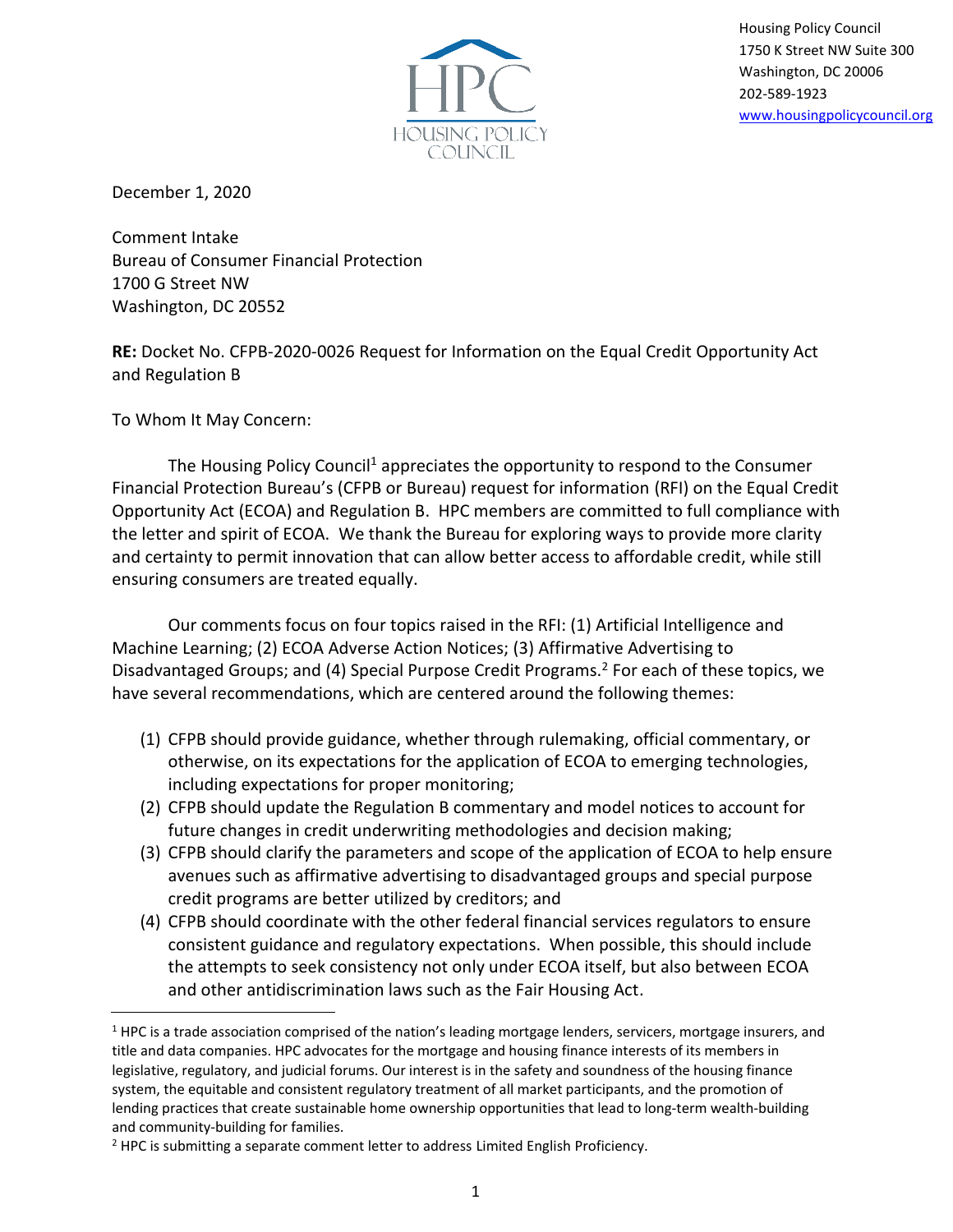HPC
HOUSING POLICY COUNCIL

Housing Policy Council
1750 K Street NW Suite 300
Washington, DC 20006
202-589-1923
www.housingpolicycouncil.org

December 1, 2020

Comment Intake
Bureau of Consumer Financial Protection
1700 G Street NW
Washington, DC 20552

**RE:** Docket No. CFPB-2020-0026 Request for Information on the Equal Credit Opportunity Act and Regulation B

To Whom It May Concern:

The Housing Policy Council[1] appreciates the opportunity to respond to the Consumer Financial Protection Bureau's (CFPB or Bureau) request for information (RFI) on the Equal Credit Opportunity Act (ECOA) and Regulation B. HPC members are committed to full compliance with the letter and spirit of ECOA. We thank the Bureau for exploring ways to provide more clarity and certainty to permit innovation that can allow better access to affordable credit, while still ensuring consumers are treated equally.

Our comments focus on four topics raised in the RFI: (1) Artificial Intelligence and Machine Learning; (2) ECOA Adverse Action Notices; (3) Affirmative Advertising to Disadvantaged Groups; and (4) Special Purpose Credit Programs.[2] For each of these topics, we have several recommendations, which are centered around the following themes:

(1) CFPB should provide guidance, whether through rulemaking, official commentary, or otherwise, on its expectations for the application of ECOA to emerging technologies, including expectations for proper monitoring;
(2) CFPB should update the Regulation B commentary and model notices to account for future changes in credit underwriting methodologies and decision making;
(3) CFPB should clarify the parameters and scope of the application of ECOA to help ensure avenues such as affirmative advertising to disadvantaged groups and special purpose credit programs are better utilized by creditors; and
(4) CFPB should coordinate with the other federal financial services regulators to ensure consistent guidance and regulatory expectations. When possible, this should include the attempts to seek consistency not only under ECOA itself, but also between ECOA and other antidiscrimination laws such as the Fair Housing Act.

---

[1] HPC is a trade association comprised of the nation's leading mortgage lenders, servicers, mortgage insurers, and title and data companies. HPC advocates for the mortgage and housing finance interests of its members in legislative, regulatory, and judicial forums. Our interest is in the safety and soundness of the housing finance system, the equitable and consistent regulatory treatment of all market participants, and the promotion of lending practices that create sustainable home ownership opportunities that lead to long-term wealth-building and community-building for families.

[2] HPC is submitting a separate comment letter to address Limited English Proficiency.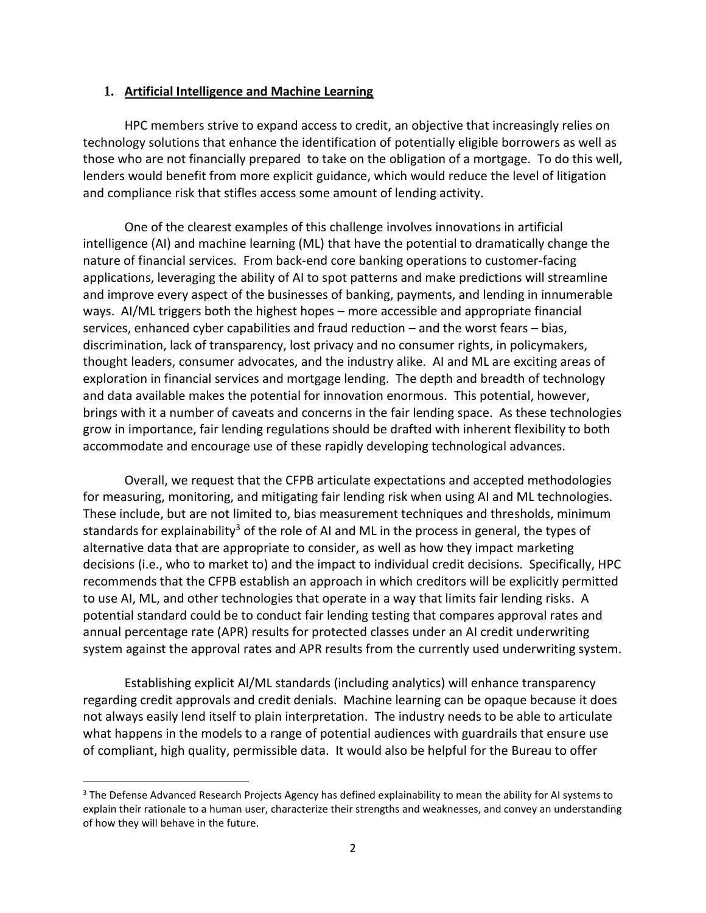## 1. Artificial Intelligence and Machine Learning

HPC members strive to expand access to credit, an objective that increasingly relies on technology solutions that enhance the identification of potentially eligible borrowers as well as those who are not financially prepared to take on the obligation of a mortgage. To do this well, lenders would benefit from more explicit guidance, which would reduce the level of litigation and compliance risk that stifles access some amount of lending activity.

One of the clearest examples of this challenge involves innovations in artificial intelligence (AI) and machine learning (ML) that have the potential to dramatically change the nature of financial services. From back-end core banking operations to customer-facing applications, leveraging the ability of AI to spot patterns and make predictions will streamline and improve every aspect of the businesses of banking, payments, and lending in innumerable ways. AI/ML triggers both the highest hopes – more accessible and appropriate financial services, enhanced cyber capabilities and fraud reduction – and the worst fears – bias, discrimination, lack of transparency, lost privacy and no consumer rights, in policymakers, thought leaders, consumer advocates, and the industry alike. AI and ML are exciting areas of exploration in financial services and mortgage lending. The depth and breadth of technology and data available makes the potential for innovation enormous. This potential, however, brings with it a number of caveats and concerns in the fair lending space. As these technologies grow in importance, fair lending regulations should be drafted with inherent flexibility to both accommodate and encourage use of these rapidly developing technological advances.

Overall, we request that the CFPB articulate expectations and accepted methodologies for measuring, monitoring, and mitigating fair lending risk when using AI and ML technologies. These include, but are not limited to, bias measurement techniques and thresholds, minimum standards for explainability[3] of the role of AI and ML in the process in general, the types of alternative data that are appropriate to consider, as well as how they impact marketing decisions (i.e., who to market to) and the impact to individual credit decisions. Specifically, HPC recommends that the CFPB establish an approach in which creditors will be explicitly permitted to use AI, ML, and other technologies that operate in a way that limits fair lending risks. A potential standard could be to conduct fair lending testing that compares approval rates and annual percentage rate (APR) results for protected classes under an AI credit underwriting system against the approval rates and APR results from the currently used underwriting system.

Establishing explicit AI/ML standards (including analytics) will enhance transparency regarding credit approvals and credit denials. Machine learning can be opaque because it does not always easily lend itself to plain interpretation. The industry needs to be able to articulate what happens in the models to a range of potential audiences with guardrails that ensure use of compliant, high quality, permissible data. It would also be helpful for the Bureau to offer

[3] The Defense Advanced Research Projects Agency has defined explainability to mean the ability for AI systems to explain their rationale to a human user, characterize their strengths and weaknesses, and convey an understanding of how they will behave in the future.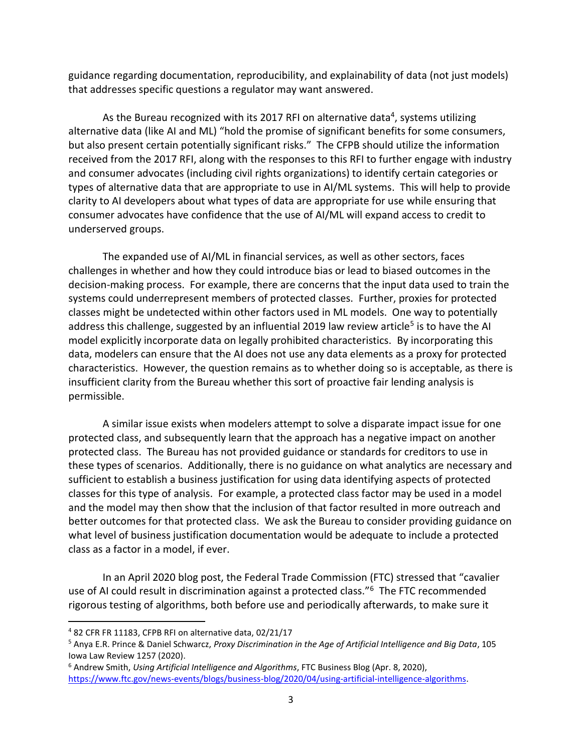guidance regarding documentation, reproducibility, and explainability of data (not just models) that addresses specific questions a regulator may want answered.

As the Bureau recognized with its 2017 RFI on alternative data[4], systems utilizing alternative data (like AI and ML) "hold the promise of significant benefits for some consumers, but also present certain potentially significant risks." The CFPB should utilize the information received from the 2017 RFI, along with the responses to this RFI to further engage with industry and consumer advocates (including civil rights organizations) to identify certain categories or types of alternative data that are appropriate to use in AI/ML systems. This will help to provide clarity to AI developers about what types of data are appropriate for use while ensuring that consumer advocates have confidence that the use of AI/ML will expand access to credit to underserved groups.

The expanded use of AI/ML in financial services, as well as other sectors, faces challenges in whether and how they could introduce bias or lead to biased outcomes in the decision-making process. For example, there are concerns that the input data used to train the systems could underrepresent members of protected classes. Further, proxies for protected classes might be undetected within other factors used in ML models. One way to potentially address this challenge, suggested by an influential 2019 law review article[5] is to have the AI model explicitly incorporate data on legally prohibited characteristics. By incorporating this data, modelers can ensure that the AI does not use any data elements as a proxy for protected characteristics. However, the question remains as to whether doing so is acceptable, as there is insufficient clarity from the Bureau whether this sort of proactive fair lending analysis is permissible.

A similar issue exists when modelers attempt to solve a disparate impact issue for one protected class, and subsequently learn that the approach has a negative impact on another protected class. The Bureau has not provided guidance or standards for creditors to use in these types of scenarios. Additionally, there is no guidance on what analytics are necessary and sufficient to establish a business justification for using data identifying aspects of protected classes for this type of analysis. For example, a protected class factor may be used in a model and the model may then show that the inclusion of that factor resulted in more outreach and better outcomes for that protected class. We ask the Bureau to consider providing guidance on what level of business justification documentation would be adequate to include a protected class as a factor in a model, if ever.

In an April 2020 blog post, the Federal Trade Commission (FTC) stressed that "cavalier use of AI could result in discrimination against a protected class."[6] The FTC recommended rigorous testing of algorithms, both before use and periodically afterwards, to make sure it

---

[4] 82 CFR FR 11183, CFPB RFI on alternative data, 02/21/17

[5] Anya E.R. Prince & Daniel Schwarcz, *Proxy Discrimination in the Age of Artificial Intelligence and Big Data*, 105 Iowa Law Review 1257 (2020).

[6] Andrew Smith, *Using Artificial Intelligence and Algorithms*, FTC Business Blog (Apr. 8, 2020), https://www.ftc.gov/news-events/blogs/business-blog/2020/04/using-artificial-intelligence-algorithms.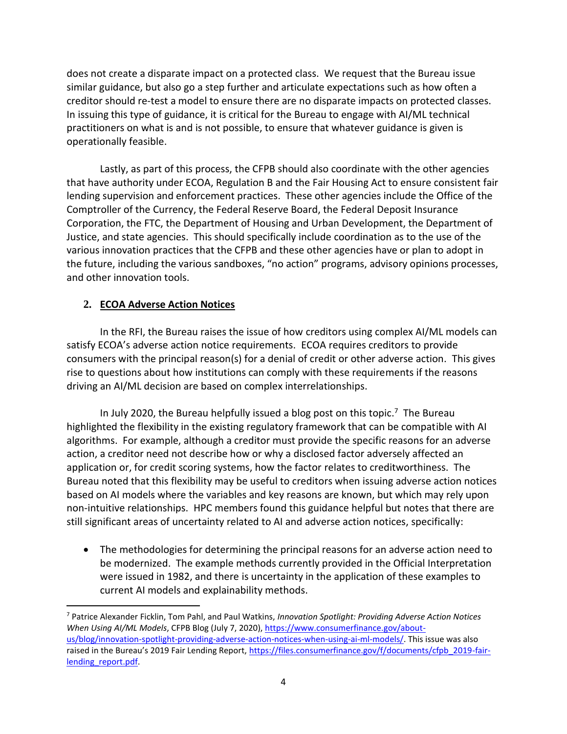does not create a disparate impact on a protected class. We request that the Bureau issue similar guidance, but also go a step further and articulate expectations such as how often a creditor should re-test a model to ensure there are no disparate impacts on protected classes. In issuing this type of guidance, it is critical for the Bureau to engage with AI/ML technical practitioners on what is and is not possible, to ensure that whatever guidance is given is operationally feasible.

Lastly, as part of this process, the CFPB should also coordinate with the other agencies that have authority under ECOA, Regulation B and the Fair Housing Act to ensure consistent fair lending supervision and enforcement practices. These other agencies include the Office of the Comptroller of the Currency, the Federal Reserve Board, the Federal Deposit Insurance Corporation, the FTC, the Department of Housing and Urban Development, the Department of Justice, and state agencies. This should specifically include coordination as to the use of the various innovation practices that the CFPB and these other agencies have or plan to adopt in the future, including the various sandboxes, "no action" programs, advisory opinions processes, and other innovation tools.

## 2. ECOA Adverse Action Notices

In the RFI, the Bureau raises the issue of how creditors using complex AI/ML models can satisfy ECOA's adverse action notice requirements. ECOA requires creditors to provide consumers with the principal reason(s) for a denial of credit or other adverse action. This gives rise to questions about how institutions can comply with these requirements if the reasons driving an AI/ML decision are based on complex interrelationships.

In July 2020, the Bureau helpfully issued a blog post on this topic.[7] The Bureau highlighted the flexibility in the existing regulatory framework that can be compatible with AI algorithms. For example, although a creditor must provide the specific reasons for an adverse action, a creditor need not describe how or why a disclosed factor adversely affected an application or, for credit scoring systems, how the factor relates to creditworthiness. The Bureau noted that this flexibility may be useful to creditors when issuing adverse action notices based on AI models where the variables and key reasons are known, but which may rely upon non-intuitive relationships. HPC members found this guidance helpful but notes that there are still significant areas of uncertainty related to AI and adverse action notices, specifically:

- The methodologies for determining the principal reasons for an adverse action need to be modernized. The example methods currently provided in the Official Interpretation were issued in 1982, and there is uncertainty in the application of these examples to current AI models and explainability methods.

---

[7] Patrice Alexander Ficklin, Tom Pahl, and Paul Watkins, *Innovation Spotlight: Providing Adverse Action Notices When Using AI/ML Models*, CFPB Blog (July 7, 2020), https://www.consumerfinance.gov/about-us/blog/innovation-spotlight-providing-adverse-action-notices-when-using-ai-ml-models/. This issue was also raised in the Bureau's 2019 Fair Lending Report, https://files.consumerfinance.gov/f/documents/cfpb_2019-fair-lending_report.pdf.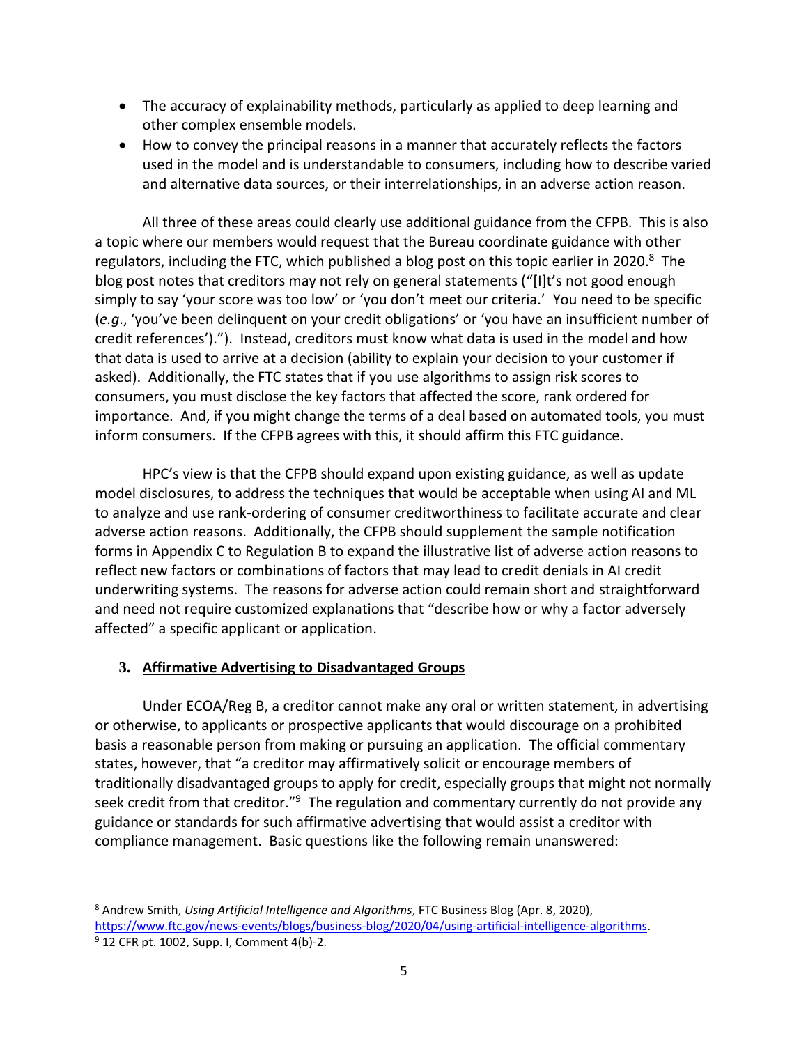- The accuracy of explainability methods, particularly as applied to deep learning and other complex ensemble models.
- How to convey the principal reasons in a manner that accurately reflects the factors used in the model and is understandable to consumers, including how to describe varied and alternative data sources, or their interrelationships, in an adverse action reason.

All three of these areas could clearly use additional guidance from the CFPB. This is also a topic where our members would request that the Bureau coordinate guidance with other regulators, including the FTC, which published a blog post on this topic earlier in 2020.[8] The blog post notes that creditors may not rely on general statements ("[I]t's not good enough simply to say 'your score was too low' or 'you don't meet our criteria.' You need to be specific (*e.g*., 'you've been delinquent on your credit obligations' or 'you have an insufficient number of credit references')."). Instead, creditors must know what data is used in the model and how that data is used to arrive at a decision (ability to explain your decision to your customer if asked). Additionally, the FTC states that if you use algorithms to assign risk scores to consumers, you must disclose the key factors that affected the score, rank ordered for importance. And, if you might change the terms of a deal based on automated tools, you must inform consumers. If the CFPB agrees with this, it should affirm this FTC guidance.

HPC's view is that the CFPB should expand upon existing guidance, as well as update model disclosures, to address the techniques that would be acceptable when using AI and ML to analyze and use rank-ordering of consumer creditworthiness to facilitate accurate and clear adverse action reasons. Additionally, the CFPB should supplement the sample notification forms in Appendix C to Regulation B to expand the illustrative list of adverse action reasons to reflect new factors or combinations of factors that may lead to credit denials in AI credit underwriting systems. The reasons for adverse action could remain short and straightforward and need not require customized explanations that "describe how or why a factor adversely affected" a specific applicant or application.

### 3. Affirmative Advertising to Disadvantaged Groups

Under ECOA/Reg B, a creditor cannot make any oral or written statement, in advertising or otherwise, to applicants or prospective applicants that would discourage on a prohibited basis a reasonable person from making or pursuing an application. The official commentary states, however, that "a creditor may affirmatively solicit or encourage members of traditionally disadvantaged groups to apply for credit, especially groups that might not normally seek credit from that creditor."[9] The regulation and commentary currently do not provide any guidance or standards for such affirmative advertising that would assist a creditor with compliance management. Basic questions like the following remain unanswered:

---

[8] Andrew Smith, *Using Artificial Intelligence and Algorithms*, FTC Business Blog (Apr. 8, 2020), https://www.ftc.gov/news-events/blogs/business-blog/2020/04/using-artificial-intelligence-algorithms.

[9] 12 CFR pt. 1002, Supp. I, Comment 4(b)-2.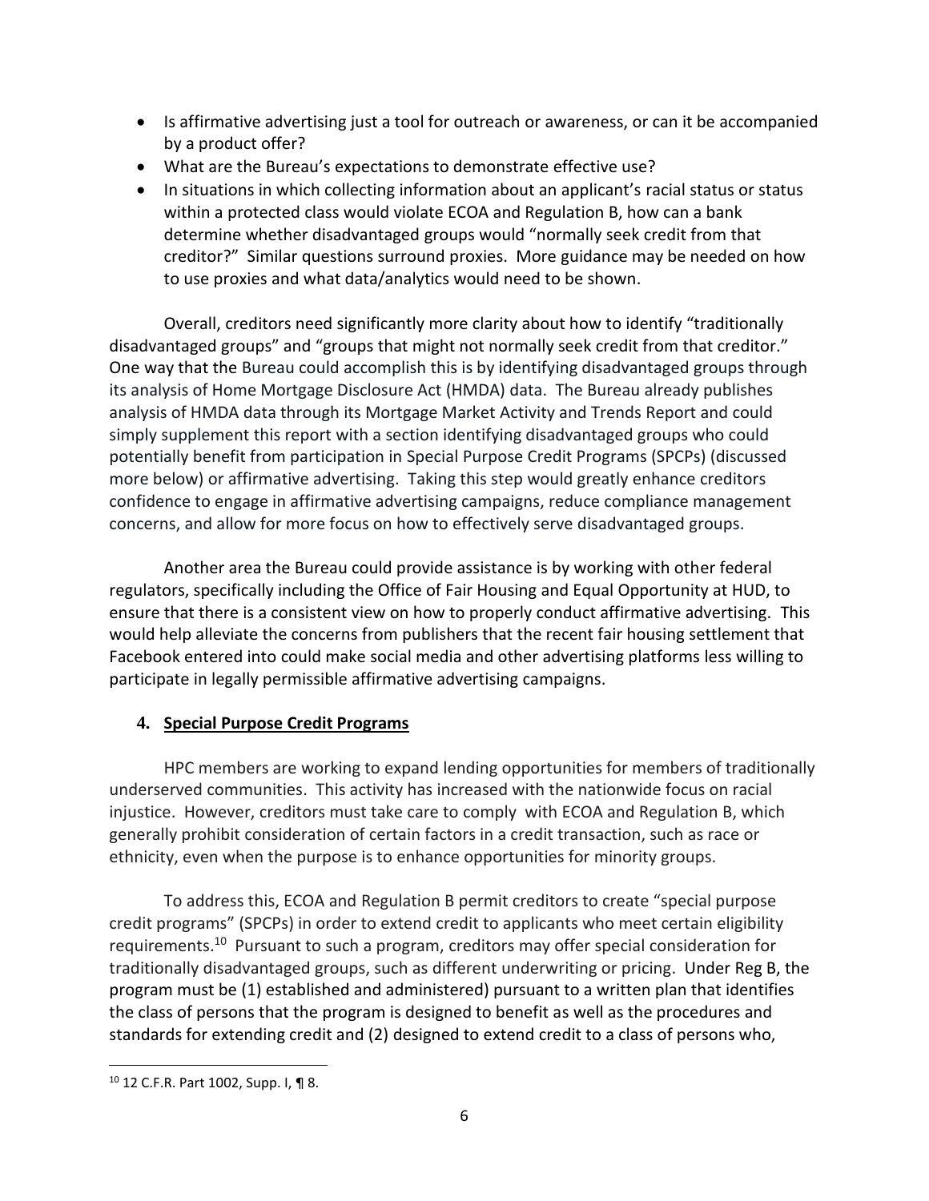- Is affirmative advertising just a tool for outreach or awareness, or can it be accompanied by a product offer?
- What are the Bureau's expectations to demonstrate effective use?
- In situations in which collecting information about an applicant's racial status or status within a protected class would violate ECOA and Regulation B, how can a bank determine whether disadvantaged groups would "normally seek credit from that creditor?" Similar questions surround proxies. More guidance may be needed on how to use proxies and what data/analytics would need to be shown.

Overall, creditors need significantly more clarity about how to identify "traditionally disadvantaged groups" and "groups that might not normally seek credit from that creditor." One way that the Bureau could accomplish this is by identifying disadvantaged groups through its analysis of Home Mortgage Disclosure Act (HMDA) data. The Bureau already publishes analysis of HMDA data through its Mortgage Market Activity and Trends Report and could simply supplement this report with a section identifying disadvantaged groups who could potentially benefit from participation in Special Purpose Credit Programs (SPCPs) (discussed more below) or affirmative advertising. Taking this step would greatly enhance creditors confidence to engage in affirmative advertising campaigns, reduce compliance management concerns, and allow for more focus on how to effectively serve disadvantaged groups.

Another area the Bureau could provide assistance is by working with other federal regulators, specifically including the Office of Fair Housing and Equal Opportunity at HUD, to ensure that there is a consistent view on how to properly conduct affirmative advertising. This would help alleviate the concerns from publishers that the recent fair housing settlement that Facebook entered into could make social media and other advertising platforms less willing to participate in legally permissible affirmative advertising campaigns.

## 4. Special Purpose Credit Programs

HPC members are working to expand lending opportunities for members of traditionally underserved communities. This activity has increased with the nationwide focus on racial injustice. However, creditors must take care to comply with ECOA and Regulation B, which generally prohibit consideration of certain factors in a credit transaction, such as race or ethnicity, even when the purpose is to enhance opportunities for minority groups.

To address this, ECOA and Regulation B permit creditors to create "special purpose credit programs" (SPCPs) in order to extend credit to applicants who meet certain eligibility requirements.[10] Pursuant to such a program, creditors may offer special consideration for traditionally disadvantaged groups, such as different underwriting or pricing. Under Reg B, the program must be (1) established and administered) pursuant to a written plan that identifies the class of persons that the program is designed to benefit as well as the procedures and standards for extending credit and (2) designed to extend credit to a class of persons who,

[10] 12 C.F.R. Part 1002, Supp. I, ¶ 8.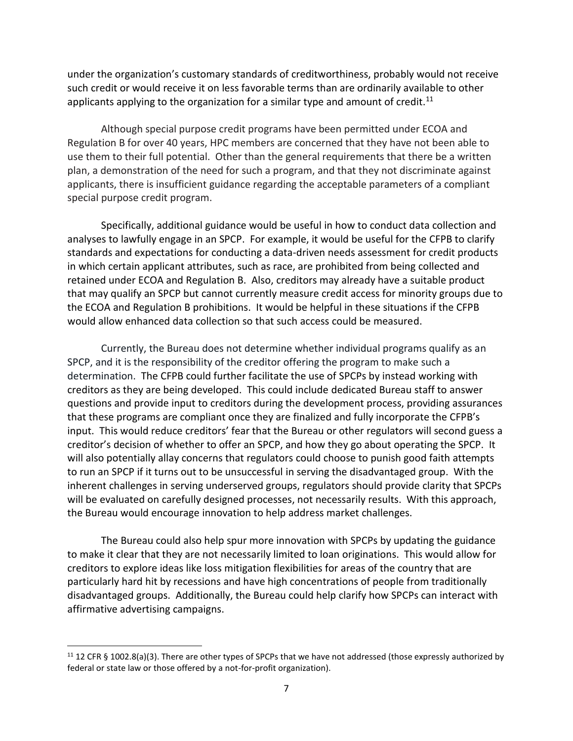under the organization's customary standards of creditworthiness, probably would not receive such credit or would receive it on less favorable terms than are ordinarily available to other applicants applying to the organization for a similar type and amount of credit.[11]

Although special purpose credit programs have been permitted under ECOA and Regulation B for over 40 years, HPC members are concerned that they have not been able to use them to their full potential. Other than the general requirements that there be a written plan, a demonstration of the need for such a program, and that they not discriminate against applicants, there is insufficient guidance regarding the acceptable parameters of a compliant special purpose credit program.

Specifically, additional guidance would be useful in how to conduct data collection and analyses to lawfully engage in an SPCP. For example, it would be useful for the CFPB to clarify standards and expectations for conducting a data-driven needs assessment for credit products in which certain applicant attributes, such as race, are prohibited from being collected and retained under ECOA and Regulation B. Also, creditors may already have a suitable product that may qualify an SPCP but cannot currently measure credit access for minority groups due to the ECOA and Regulation B prohibitions. It would be helpful in these situations if the CFPB would allow enhanced data collection so that such access could be measured.

Currently, the Bureau does not determine whether individual programs qualify as an SPCP, and it is the responsibility of the creditor offering the program to make such a determination. The CFPB could further facilitate the use of SPCPs by instead working with creditors as they are being developed. This could include dedicated Bureau staff to answer questions and provide input to creditors during the development process, providing assurances that these programs are compliant once they are finalized and fully incorporate the CFPB's input. This would reduce creditors' fear that the Bureau or other regulators will second guess a creditor's decision of whether to offer an SPCP, and how they go about operating the SPCP. It will also potentially allay concerns that regulators could choose to punish good faith attempts to run an SPCP if it turns out to be unsuccessful in serving the disadvantaged group. With the inherent challenges in serving underserved groups, regulators should provide clarity that SPCPs will be evaluated on carefully designed processes, not necessarily results. With this approach, the Bureau would encourage innovation to help address market challenges.

The Bureau could also help spur more innovation with SPCPs by updating the guidance to make it clear that they are not necessarily limited to loan originations. This would allow for creditors to explore ideas like loss mitigation flexibilities for areas of the country that are particularly hard hit by recessions and have high concentrations of people from traditionally disadvantaged groups. Additionally, the Bureau could help clarify how SPCPs can interact with affirmative advertising campaigns.

---

[11] 12 CFR § 1002.8(a)(3). There are other types of SPCPs that we have not addressed (those expressly authorized by federal or state law or those offered by a not-for-profit organization).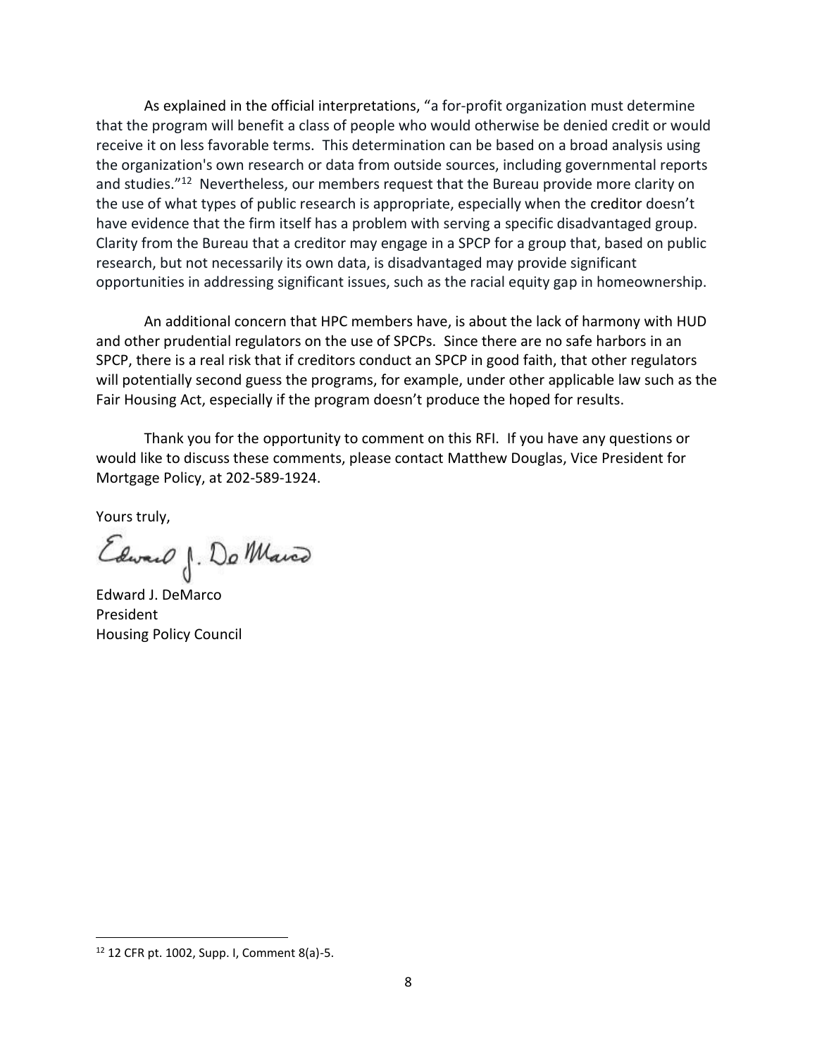As explained in the official interpretations, "a for-profit organization must determine that the program will benefit a class of people who would otherwise be denied credit or would receive it on less favorable terms. This determination can be based on a broad analysis using the organization's own research or data from outside sources, including governmental reports and studies."[12] Nevertheless, our members request that the Bureau provide more clarity on the use of what types of public research is appropriate, especially when the creditor doesn't have evidence that the firm itself has a problem with serving a specific disadvantaged group. Clarity from the Bureau that a creditor may engage in a SPCP for a group that, based on public research, but not necessarily its own data, is disadvantaged may provide significant opportunities in addressing significant issues, such as the racial equity gap in homeownership.

An additional concern that HPC members have, is about the lack of harmony with HUD and other prudential regulators on the use of SPCPs. Since there are no safe harbors in an SPCP, there is a real risk that if creditors conduct an SPCP in good faith, that other regulators will potentially second guess the programs, for example, under other applicable law such as the Fair Housing Act, especially if the program doesn't produce the hoped for results.

Thank you for the opportunity to comment on this RFI. If you have any questions or would like to discuss these comments, please contact Matthew Douglas, Vice President for Mortgage Policy, at 202-589-1924.

Yours truly,

Edward J. DeMarco
President
Housing Policy Council

[12] 12 CFR pt. 1002, Supp. I, Comment 8(a)-5.